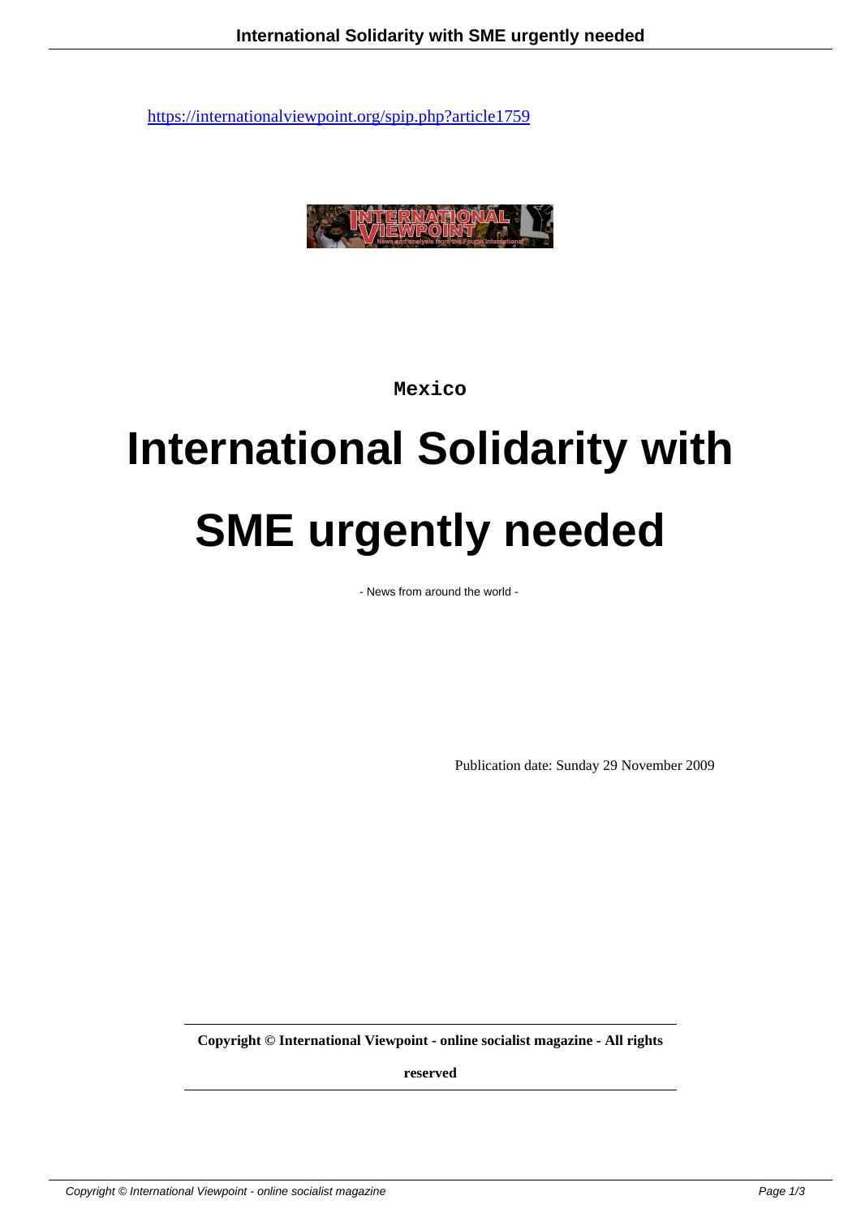https://internationalviewpoint.org/spip.php?article1759

Mexico

# International Solidarity with SME urgently needed

- News from around the world -

Publication date: Sunday 29 November 2009

**Copyright © International Viewpoint - online socialist magazine - All rights reserved**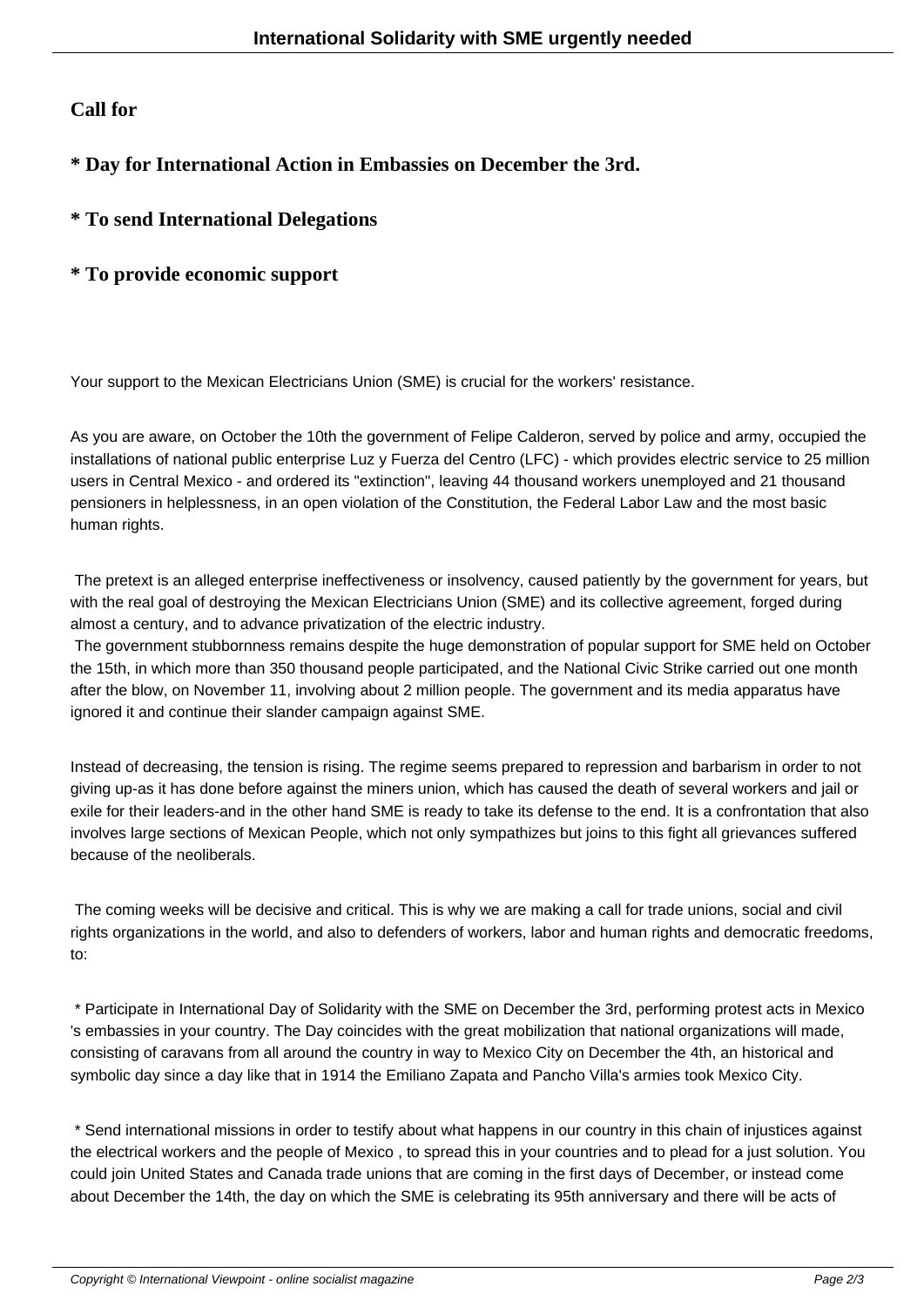**Call for**

**\* Day for International Action in Embassies on December the 3rd.**

**\* To send International Delegations**

**\* To provide economic support**

Your support to the Mexican Electricians Union (SME) is crucial for the workers' resistance.

As you are aware, on October the 10th the government of Felipe Calderon, served by police and army, occupied the installations of national public enterprise Luz y Fuerza del Centro (LFC) - which provides electric service to 25 million users in Central Mexico - and ordered its "extinction", leaving 44 thousand workers unemployed and 21 thousand pensioners in helplessness, in an open violation of the Constitution, the Federal Labor Law and the most basic human rights.

The pretext is an alleged enterprise ineffectiveness or insolvency, caused patiently by the government for years, but with the real goal of destroying the Mexican Electricians Union (SME) and its collective agreement, forged during almost a century, and to advance privatization of the electric industry.

The government stubbornness remains despite the huge demonstration of popular support for SME held on October the 15th, in which more than 350 thousand people participated, and the National Civic Strike carried out one month after the blow, on November 11, involving about 2 million people. The government and its media apparatus have ignored it and continue their slander campaign against SME.

Instead of decreasing, the tension is rising. The regime seems prepared to repression and barbarism in order to not giving up-as it has done before against the miners union, which has caused the death of several workers and jail or exile for their leaders-and in the other hand SME is ready to take its defense to the end. It is a confrontation that also involves large sections of Mexican People, which not only sympathizes but joins to this fight all grievances suffered because of the neoliberals.

The coming weeks will be decisive and critical. This is why we are making a call for trade unions, social and civil rights organizations in the world, and also to defenders of workers, labor and human rights and democratic freedoms, to:

* Participate in International Day of Solidarity with the SME on December the 3rd, performing protest acts in Mexico 's embassies in your country. The Day coincides with the great mobilization that national organizations will made, consisting of caravans from all around the country in way to Mexico City on December the 4th, an historical and symbolic day since a day like that in 1914 the Emiliano Zapata and Pancho Villa's armies took Mexico City.

* Send international missions in order to testify about what happens in our country in this chain of injustices against the electrical workers and the people of Mexico , to spread this in your countries and to plead for a just solution. You could join United States and Canada trade unions that are coming in the first days of December, or instead come about December the 14th, the day on which the SME is celebrating its 95th anniversary and there will be acts of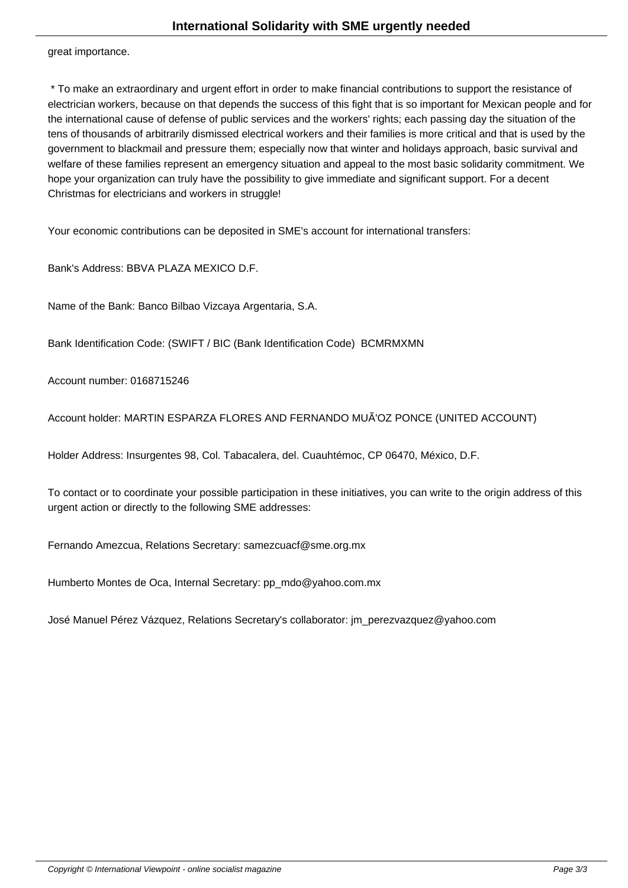great importance.

* To make an extraordinary and urgent effort in order to make financial contributions to support the resistance of electrician workers, because on that depends the success of this fight that is so important for Mexican people and for the international cause of defense of public services and the workers' rights; each passing day the situation of the tens of thousands of arbitrarily dismissed electrical workers and their families is more critical and that is used by the government to blackmail and pressure them; especially now that winter and holidays approach, basic survival and welfare of these families represent an emergency situation and appeal to the most basic solidarity commitment. We hope your organization can truly have the possibility to give immediate and significant support. For a decent Christmas for electricians and workers in struggle!

Your economic contributions can be deposited in SME's account for international transfers:

Bank's Address: BBVA PLAZA MEXICO D.F.

Name of the Bank: Banco Bilbao Vizcaya Argentaria, S.A.

Bank Identification Code: (SWIFT / BIC (Bank Identification Code) BCMRMXMN

Account number: 0168715246

Account holder: MARTIN ESPARZA FLORES AND FERNANDO MUÃ'OZ PONCE (UNITED ACCOUNT)

Holder Address: Insurgentes 98, Col. Tabacalera, del. Cuauhtémoc, CP 06470, México, D.F.

To contact or to coordinate your possible participation in these initiatives, you can write to the origin address of this urgent action or directly to the following SME addresses:

Fernando Amezcua, Relations Secretary: samezcuacf@sme.org.mx

Humberto Montes de Oca, Internal Secretary: pp_mdo@yahoo.com.mx

José Manuel Pérez Vázquez, Relations Secretary's collaborator: jm_perezvazquez@yahoo.com